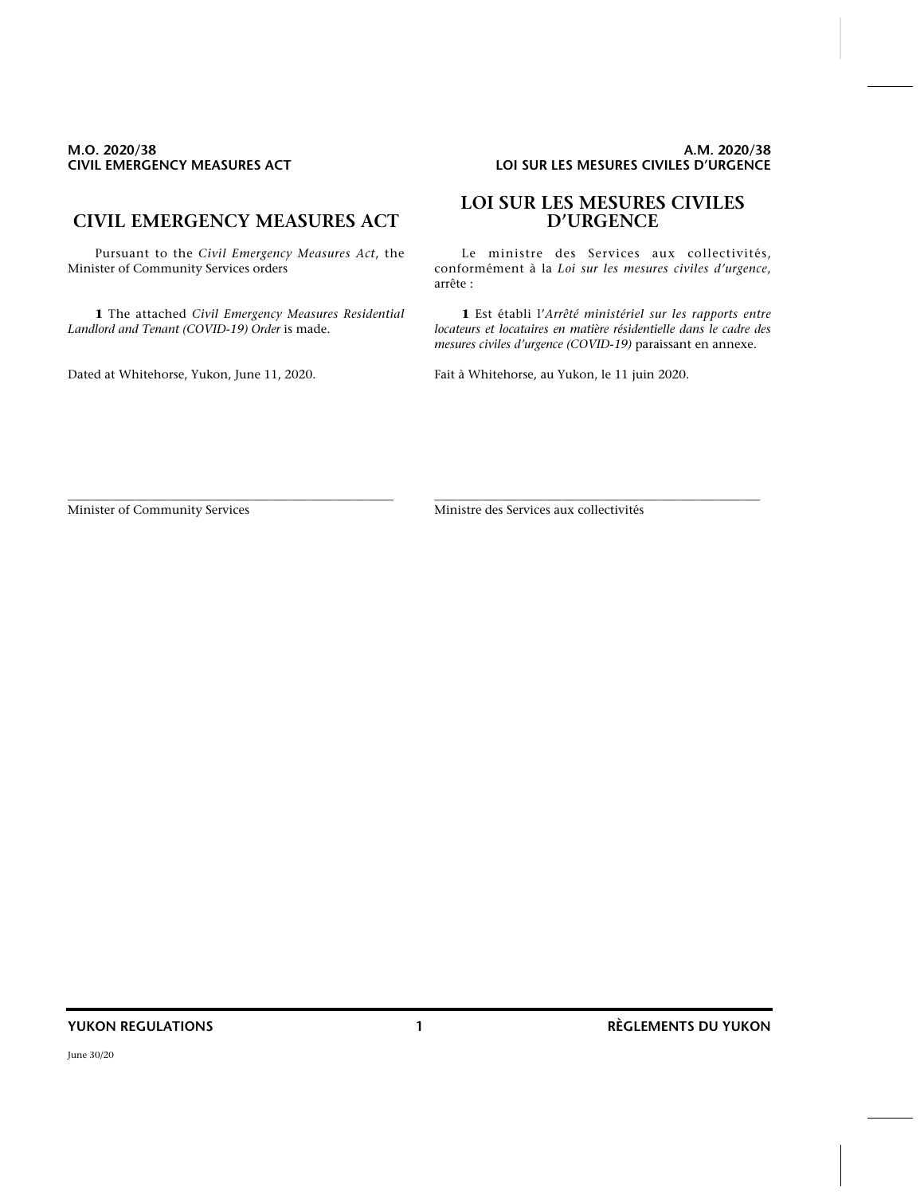**M.O. 2020/38**
**CIVIL EMERGENCY MEASURES ACT**

# CIVIL EMERGENCY MEASURES ACT

Pursuant to the *Civil Emergency Measures Act*, the Minister of Community Services orders

**1** The attached *Civil Emergency Measures Residential Landlord and Tenant (COVID-19) Order* is made.

Dated at Whitehorse, Yukon, June 11, 2020.

\_\_\_\_\_\_\_\_\_\_\_\_\_\_\_\_\_\_\_\_\_\_\_\_\_\_\_\_\_\_\_\_\_\_\_\_\_\_\_\_\_\_\_\_\_\_\_
Minister of Community Services

**A.M. 2020/38**
**LOI SUR LES MESURES CIVILES D'URGENCE**

# LOI SUR LES MESURES CIVILES D'URGENCE

Le ministre des Services aux collectivités, conformément à la *Loi sur les mesures civiles d'urgence*, arrête :

**1** Est établi l'*Arrêté ministériel sur les rapports entre locateurs et locataires en matière résidentielle dans le cadre des mesures civiles d'urgence (COVID-19)* paraissant en annexe.

Fait à Whitehorse, au Yukon, le 11 juin 2020.

\_\_\_\_\_\_\_\_\_\_\_\_\_\_\_\_\_\_\_\_\_\_\_\_\_\_\_\_\_\_\_\_\_\_\_\_\_\_\_\_\_\_\_\_\_\_\_
Ministre des Services aux collectivités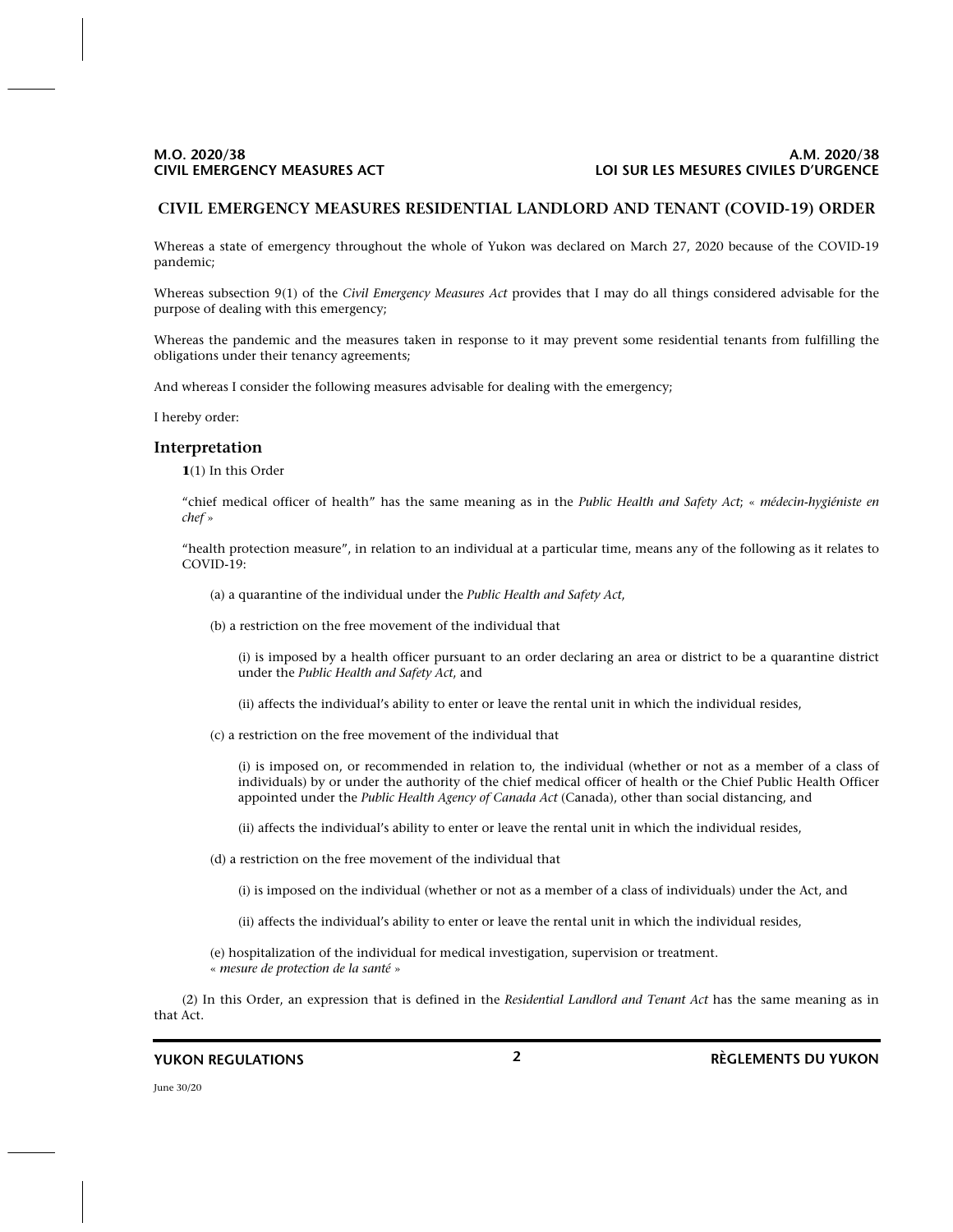# CIVIL EMERGENCY MEASURES RESIDENTIAL LANDLORD AND TENANT (COVID-19) ORDER

Whereas a state of emergency throughout the whole of Yukon was declared on March 27, 2020 because of the COVID-19 pandemic;

Whereas subsection 9(1) of the *Civil Emergency Measures Act* provides that I may do all things considered advisable for the purpose of dealing with this emergency;

Whereas the pandemic and the measures taken in response to it may prevent some residential tenants from fulfilling the obligations under their tenancy agreements;

And whereas I consider the following measures advisable for dealing with the emergency;

I hereby order:

## Interpretation

**1**(1) In this Order

"chief medical officer of health" has the same meaning as in the *Public Health and Safety Act*; « *médecin-hygiéniste en chef* »

"health protection measure", in relation to an individual at a particular time, means any of the following as it relates to COVID-19:

(a) a quarantine of the individual under the *Public Health and Safety Act*,

(b) a restriction on the free movement of the individual that

(i) is imposed by a health officer pursuant to an order declaring an area or district to be a quarantine district under the *Public Health and Safety Act*, and

(ii) affects the individual's ability to enter or leave the rental unit in which the individual resides,

(c) a restriction on the free movement of the individual that

(i) is imposed on, or recommended in relation to, the individual (whether or not as a member of a class of individuals) by or under the authority of the chief medical officer of health or the Chief Public Health Officer appointed under the *Public Health Agency of Canada Act* (Canada), other than social distancing, and

(ii) affects the individual's ability to enter or leave the rental unit in which the individual resides,

(d) a restriction on the free movement of the individual that

(i) is imposed on the individual (whether or not as a member of a class of individuals) under the Act, and

(ii) affects the individual's ability to enter or leave the rental unit in which the individual resides,

(e) hospitalization of the individual for medical investigation, supervision or treatment.
« *mesure de protection de la santé* »

(2) In this Order, an expression that is defined in the *Residential Landlord and Tenant Act* has the same meaning as in that Act.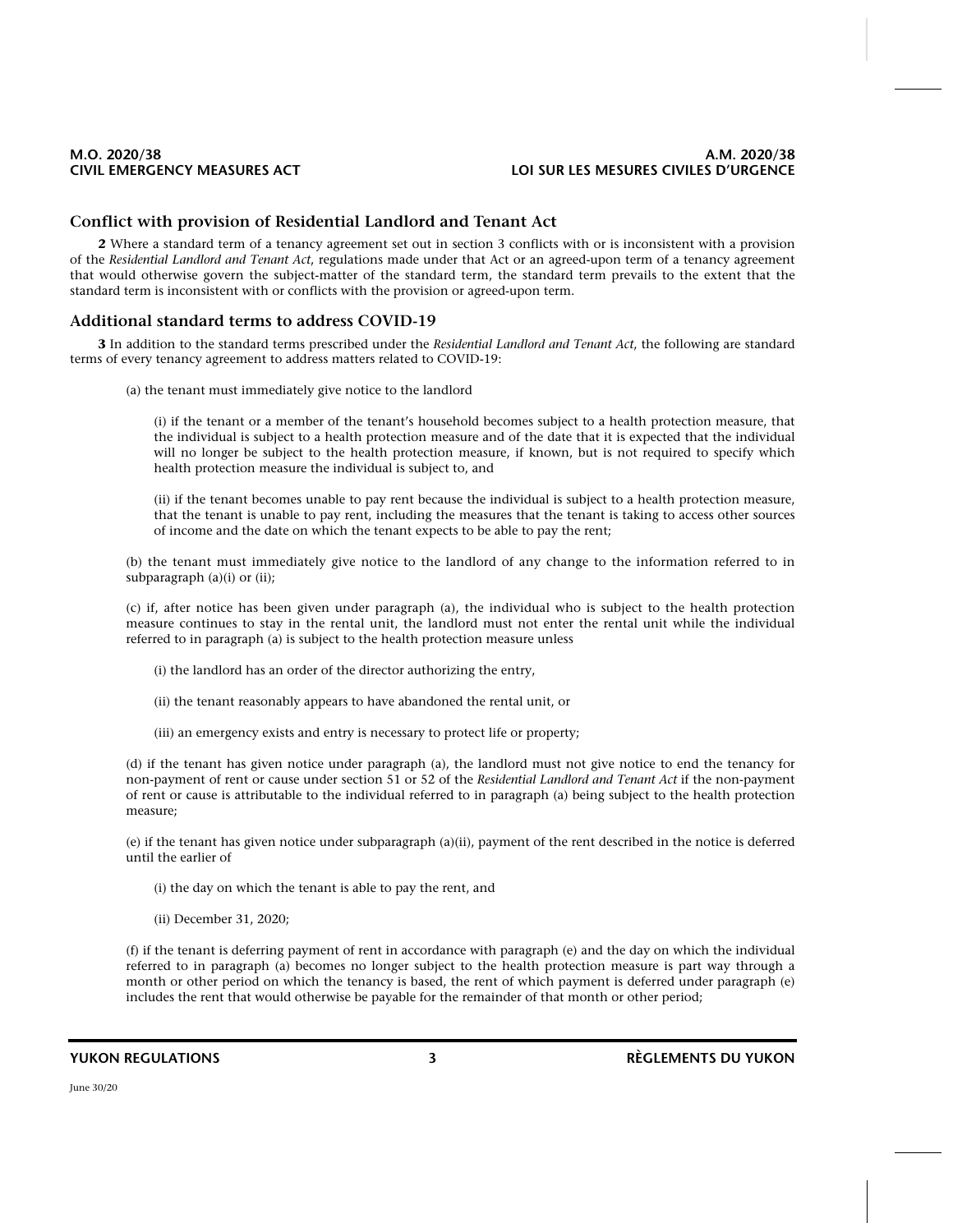## Conflict with provision of Residential Landlord and Tenant Act

**2** Where a standard term of a tenancy agreement set out in section 3 conflicts with or is inconsistent with a provision of the *Residential Landlord and Tenant Act*, regulations made under that Act or an agreed-upon term of a tenancy agreement that would otherwise govern the subject-matter of the standard term, the standard term prevails to the extent that the standard term is inconsistent with or conflicts with the provision or agreed-upon term.

## Additional standard terms to address COVID-19

**3** In addition to the standard terms prescribed under the *Residential Landlord and Tenant Act*, the following are standard terms of every tenancy agreement to address matters related to COVID-19:

(a) the tenant must immediately give notice to the landlord

(i) if the tenant or a member of the tenant's household becomes subject to a health protection measure, that the individual is subject to a health protection measure and of the date that it is expected that the individual will no longer be subject to the health protection measure, if known, but is not required to specify which health protection measure the individual is subject to, and

(ii) if the tenant becomes unable to pay rent because the individual is subject to a health protection measure, that the tenant is unable to pay rent, including the measures that the tenant is taking to access other sources of income and the date on which the tenant expects to be able to pay the rent;

(b) the tenant must immediately give notice to the landlord of any change to the information referred to in subparagraph (a)(i) or (ii);

(c) if, after notice has been given under paragraph (a), the individual who is subject to the health protection measure continues to stay in the rental unit, the landlord must not enter the rental unit while the individual referred to in paragraph (a) is subject to the health protection measure unless

(i) the landlord has an order of the director authorizing the entry,

(ii) the tenant reasonably appears to have abandoned the rental unit, or

(iii) an emergency exists and entry is necessary to protect life or property;

(d) if the tenant has given notice under paragraph (a), the landlord must not give notice to end the tenancy for non-payment of rent or cause under section 51 or 52 of the *Residential Landlord and Tenant Act* if the non-payment of rent or cause is attributable to the individual referred to in paragraph (a) being subject to the health protection measure;

(e) if the tenant has given notice under subparagraph (a)(ii), payment of the rent described in the notice is deferred until the earlier of

(i) the day on which the tenant is able to pay the rent, and

(ii) December 31, 2020;

(f) if the tenant is deferring payment of rent in accordance with paragraph (e) and the day on which the individual referred to in paragraph (a) becomes no longer subject to the health protection measure is part way through a month or other period on which the tenancy is based, the rent of which payment is deferred under paragraph (e) includes the rent that would otherwise be payable for the remainder of that month or other period;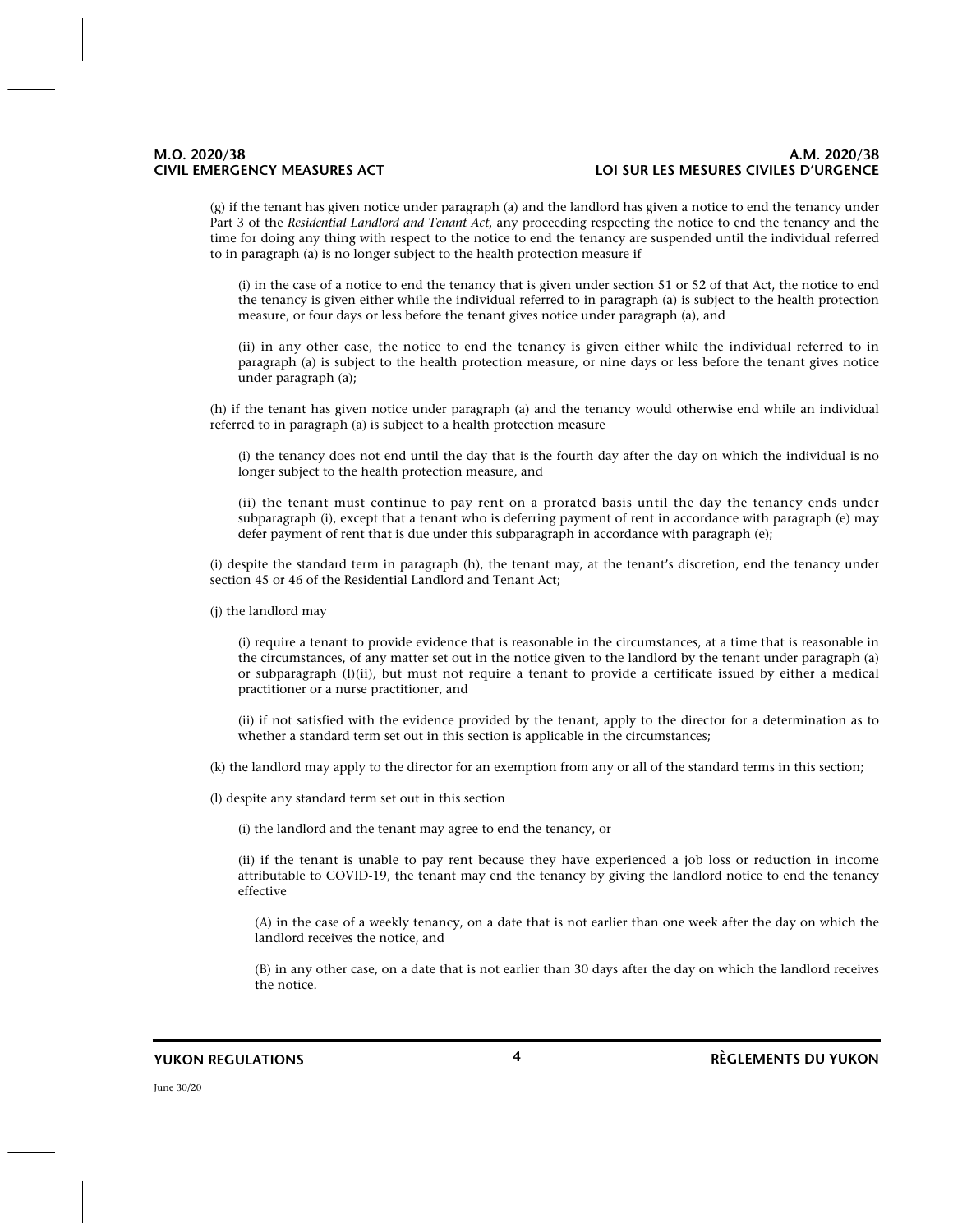(g) if the tenant has given notice under paragraph (a) and the landlord has given a notice to end the tenancy under Part 3 of the *Residential Landlord and Tenant Act*, any proceeding respecting the notice to end the tenancy and the time for doing any thing with respect to the notice to end the tenancy are suspended until the individual referred to in paragraph (a) is no longer subject to the health protection measure if

(i) in the case of a notice to end the tenancy that is given under section 51 or 52 of that Act, the notice to end the tenancy is given either while the individual referred to in paragraph (a) is subject to the health protection measure, or four days or less before the tenant gives notice under paragraph (a), and

(ii) in any other case, the notice to end the tenancy is given either while the individual referred to in paragraph (a) is subject to the health protection measure, or nine days or less before the tenant gives notice under paragraph (a);

(h) if the tenant has given notice under paragraph (a) and the tenancy would otherwise end while an individual referred to in paragraph (a) is subject to a health protection measure

(i) the tenancy does not end until the day that is the fourth day after the day on which the individual is no longer subject to the health protection measure, and

(ii) the tenant must continue to pay rent on a prorated basis until the day the tenancy ends under subparagraph (i), except that a tenant who is deferring payment of rent in accordance with paragraph (e) may defer payment of rent that is due under this subparagraph in accordance with paragraph (e);

(i) despite the standard term in paragraph (h), the tenant may, at the tenant's discretion, end the tenancy under section 45 or 46 of the Residential Landlord and Tenant Act;

(j) the landlord may

(i) require a tenant to provide evidence that is reasonable in the circumstances, at a time that is reasonable in the circumstances, of any matter set out in the notice given to the landlord by the tenant under paragraph (a) or subparagraph (l)(ii), but must not require a tenant to provide a certificate issued by either a medical practitioner or a nurse practitioner, and

(ii) if not satisfied with the evidence provided by the tenant, apply to the director for a determination as to whether a standard term set out in this section is applicable in the circumstances;

(k) the landlord may apply to the director for an exemption from any or all of the standard terms in this section;

(l) despite any standard term set out in this section

(i) the landlord and the tenant may agree to end the tenancy, or

(ii) if the tenant is unable to pay rent because they have experienced a job loss or reduction in income attributable to COVID-19, the tenant may end the tenancy by giving the landlord notice to end the tenancy effective

(A) in the case of a weekly tenancy, on a date that is not earlier than one week after the day on which the landlord receives the notice, and

(B) in any other case, on a date that is not earlier than 30 days after the day on which the landlord receives the notice.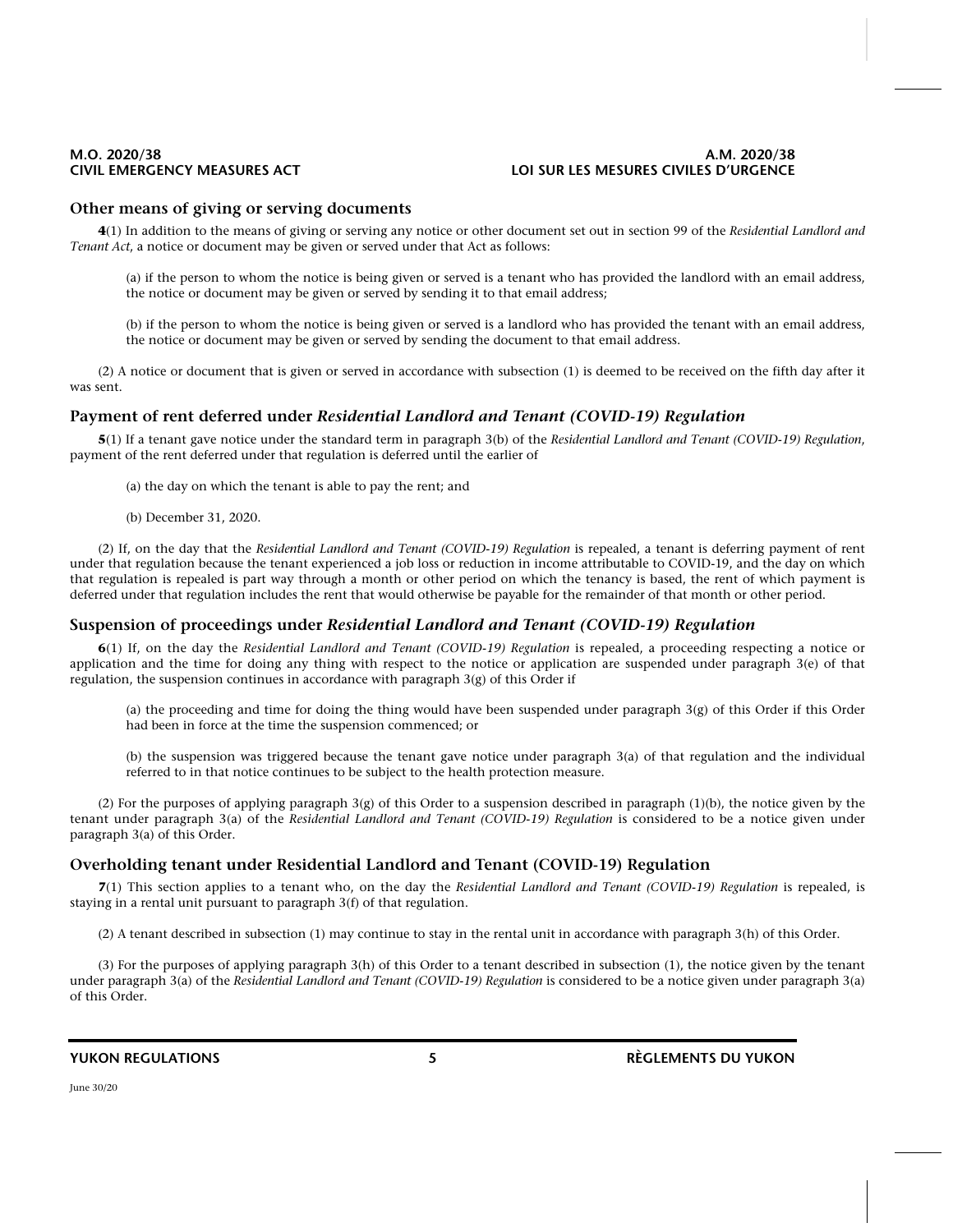### Other means of giving or serving documents

**4**(1) In addition to the means of giving or serving any notice or other document set out in section 99 of the *Residential Landlord and Tenant Act*, a notice or document may be given or served under that Act as follows:

(a) if the person to whom the notice is being given or served is a tenant who has provided the landlord with an email address, the notice or document may be given or served by sending it to that email address;

(b) if the person to whom the notice is being given or served is a landlord who has provided the tenant with an email address, the notice or document may be given or served by sending the document to that email address.

(2) A notice or document that is given or served in accordance with subsection (1) is deemed to be received on the fifth day after it was sent.

### Payment of rent deferred under *Residential Landlord and Tenant (COVID-19) Regulation*

**5**(1) If a tenant gave notice under the standard term in paragraph 3(b) of the *Residential Landlord and Tenant (COVID-19) Regulation*, payment of the rent deferred under that regulation is deferred until the earlier of

(a) the day on which the tenant is able to pay the rent; and

(b) December 31, 2020.

(2) If, on the day that the *Residential Landlord and Tenant (COVID-19) Regulation* is repealed, a tenant is deferring payment of rent under that regulation because the tenant experienced a job loss or reduction in income attributable to COVID-19, and the day on which that regulation is repealed is part way through a month or other period on which the tenancy is based, the rent of which payment is deferred under that regulation includes the rent that would otherwise be payable for the remainder of that month or other period.

### Suspension of proceedings under *Residential Landlord and Tenant (COVID-19) Regulation*

**6**(1) If, on the day the *Residential Landlord and Tenant (COVID-19) Regulation* is repealed, a proceeding respecting a notice or application and the time for doing any thing with respect to the notice or application are suspended under paragraph 3(e) of that regulation, the suspension continues in accordance with paragraph 3(g) of this Order if

(a) the proceeding and time for doing the thing would have been suspended under paragraph 3(g) of this Order if this Order had been in force at the time the suspension commenced; or

(b) the suspension was triggered because the tenant gave notice under paragraph 3(a) of that regulation and the individual referred to in that notice continues to be subject to the health protection measure.

(2) For the purposes of applying paragraph 3(g) of this Order to a suspension described in paragraph (1)(b), the notice given by the tenant under paragraph 3(a) of the *Residential Landlord and Tenant (COVID-19) Regulation* is considered to be a notice given under paragraph 3(a) of this Order.

### Overholding tenant under Residential Landlord and Tenant (COVID-19) Regulation

**7**(1) This section applies to a tenant who, on the day the *Residential Landlord and Tenant (COVID-19) Regulation* is repealed, is staying in a rental unit pursuant to paragraph 3(f) of that regulation.

(2) A tenant described in subsection (1) may continue to stay in the rental unit in accordance with paragraph 3(h) of this Order.

(3) For the purposes of applying paragraph 3(h) of this Order to a tenant described in subsection (1), the notice given by the tenant under paragraph 3(a) of the *Residential Landlord and Tenant (COVID-19) Regulation* is considered to be a notice given under paragraph 3(a) of this Order.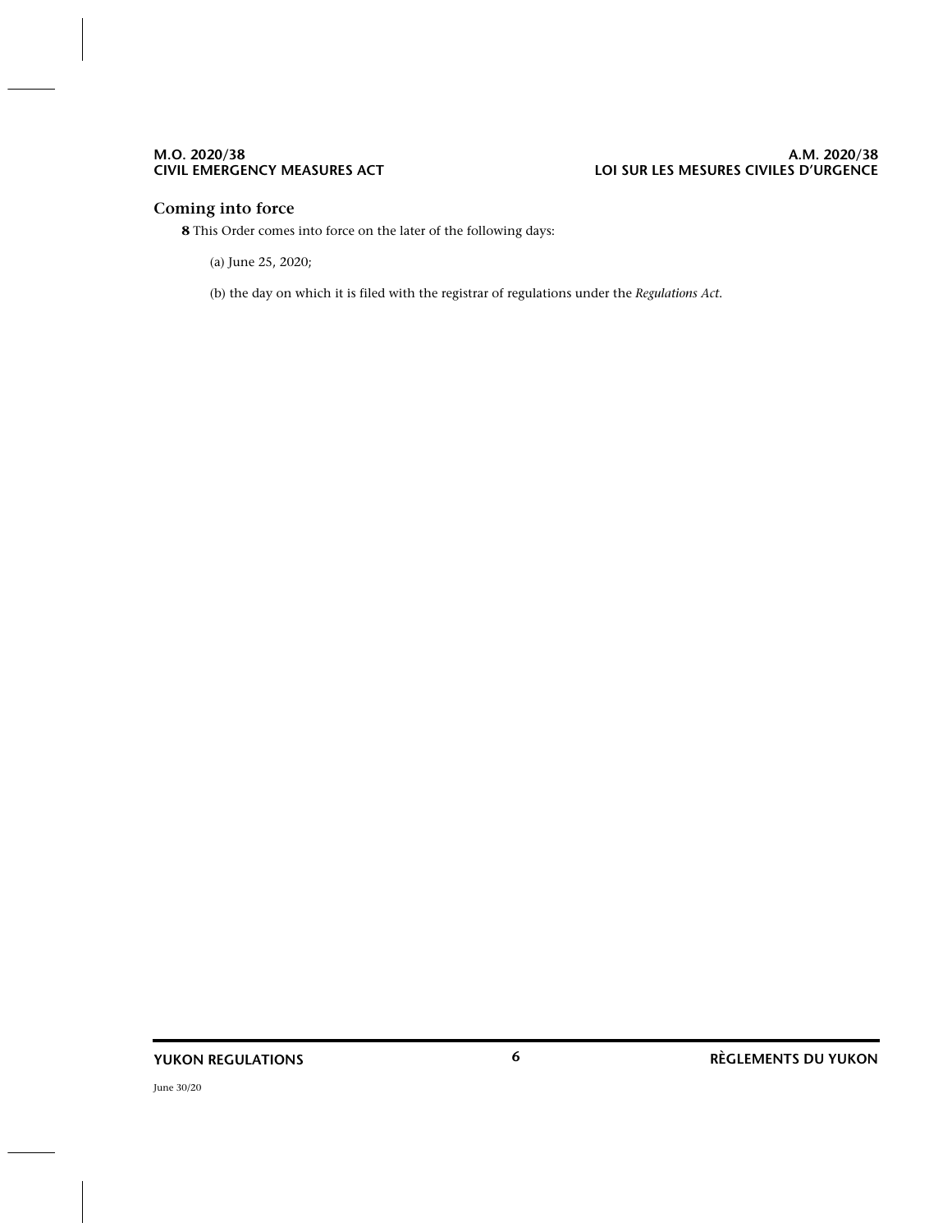## Coming into force

**8** This Order comes into force on the later of the following days:

(a) June 25, 2020;

(b) the day on which it is filed with the registrar of regulations under the *Regulations Act*.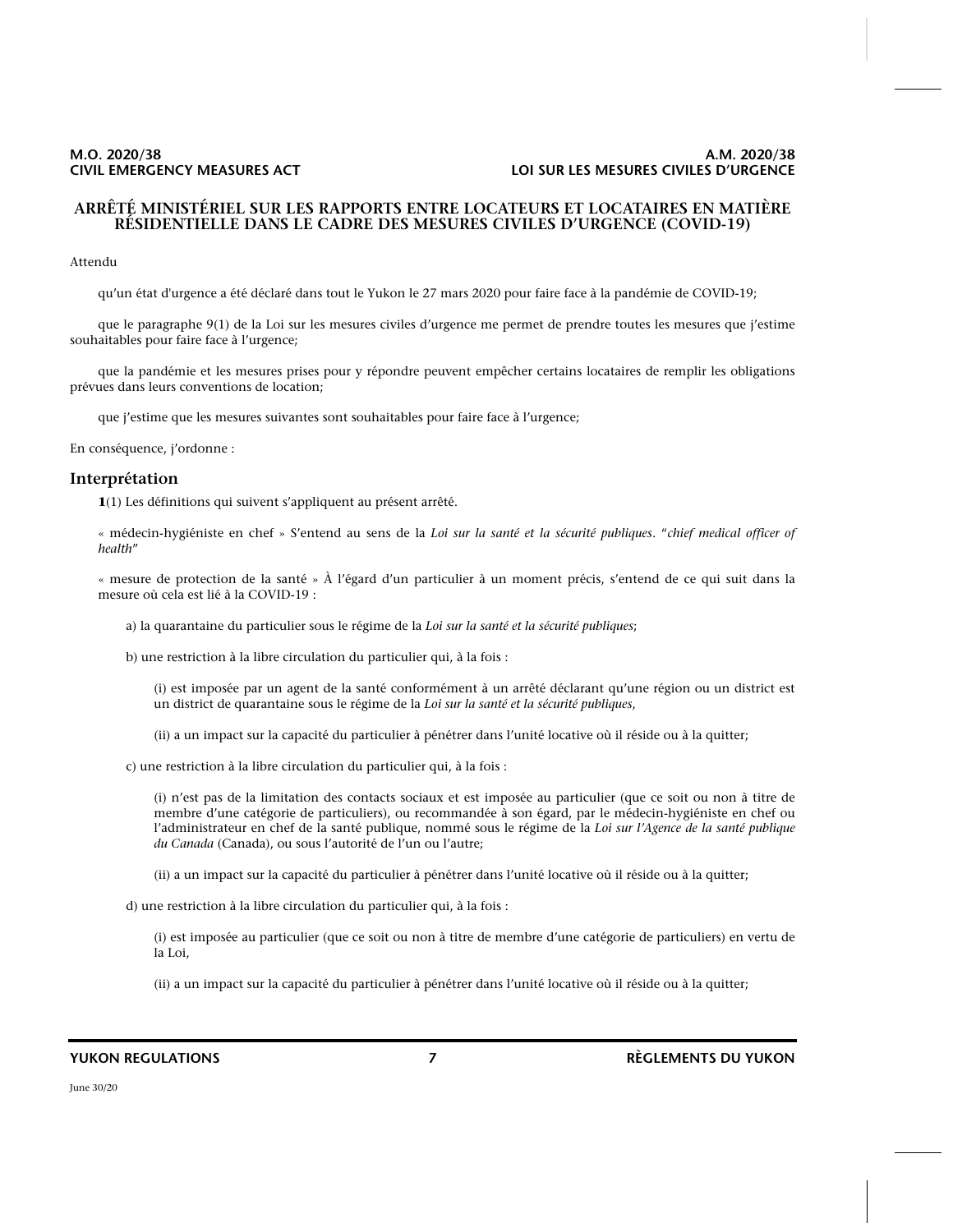M.O. 2020/38
CIVIL EMERGENCY MEASURES ACT

A.M. 2020/38
LOI SUR LES MESURES CIVILES D'URGENCE

## ARRÊTÉ MINISTÉRIEL SUR LES RAPPORTS ENTRE LOCATEURS ET LOCATAIRES EN MATIÈRE RÉSIDENTIELLE DANS LE CADRE DES MESURES CIVILES D'URGENCE (COVID-19)

Attendu

qu'un état d'urgence a été déclaré dans tout le Yukon le 27 mars 2020 pour faire face à la pandémie de COVID-19;

que le paragraphe 9(1) de la Loi sur les mesures civiles d'urgence me permet de prendre toutes les mesures que j'estime souhaitables pour faire face à l'urgence;

que la pandémie et les mesures prises pour y répondre peuvent empêcher certains locataires de remplir les obligations prévues dans leurs conventions de location;

que j'estime que les mesures suivantes sont souhaitables pour faire face à l'urgence;

En conséquence, j'ordonne :

### Interprétation

**1**(1) Les définitions qui suivent s'appliquent au présent arrêté.

« médecin-hygiéniste en chef » S'entend au sens de la *Loi sur la santé et la sécurité publiques*. "*chief medical officer of health*"

« mesure de protection de la santé » À l'égard d'un particulier à un moment précis, s'entend de ce qui suit dans la mesure où cela est lié à la COVID-19 :

a) la quarantaine du particulier sous le régime de la *Loi sur la santé et la sécurité publiques*;

b) une restriction à la libre circulation du particulier qui, à la fois :

(i) est imposée par un agent de la santé conformément à un arrêté déclarant qu'une région ou un district est un district de quarantaine sous le régime de la *Loi sur la santé et la sécurité publiques*,

(ii) a un impact sur la capacité du particulier à pénétrer dans l'unité locative où il réside ou à la quitter;

c) une restriction à la libre circulation du particulier qui, à la fois :

(i) n'est pas de la limitation des contacts sociaux et est imposée au particulier (que ce soit ou non à titre de membre d'une catégorie de particuliers), ou recommandée à son égard, par le médecin-hygiéniste en chef ou l'administrateur en chef de la santé publique, nommé sous le régime de la *Loi sur l'Agence de la santé publique du Canada* (Canada), ou sous l'autorité de l'un ou l'autre;

(ii) a un impact sur la capacité du particulier à pénétrer dans l'unité locative où il réside ou à la quitter;

d) une restriction à la libre circulation du particulier qui, à la fois :

(i) est imposée au particulier (que ce soit ou non à titre de membre d'une catégorie de particuliers) en vertu de la Loi,

(ii) a un impact sur la capacité du particulier à pénétrer dans l'unité locative où il réside ou à la quitter;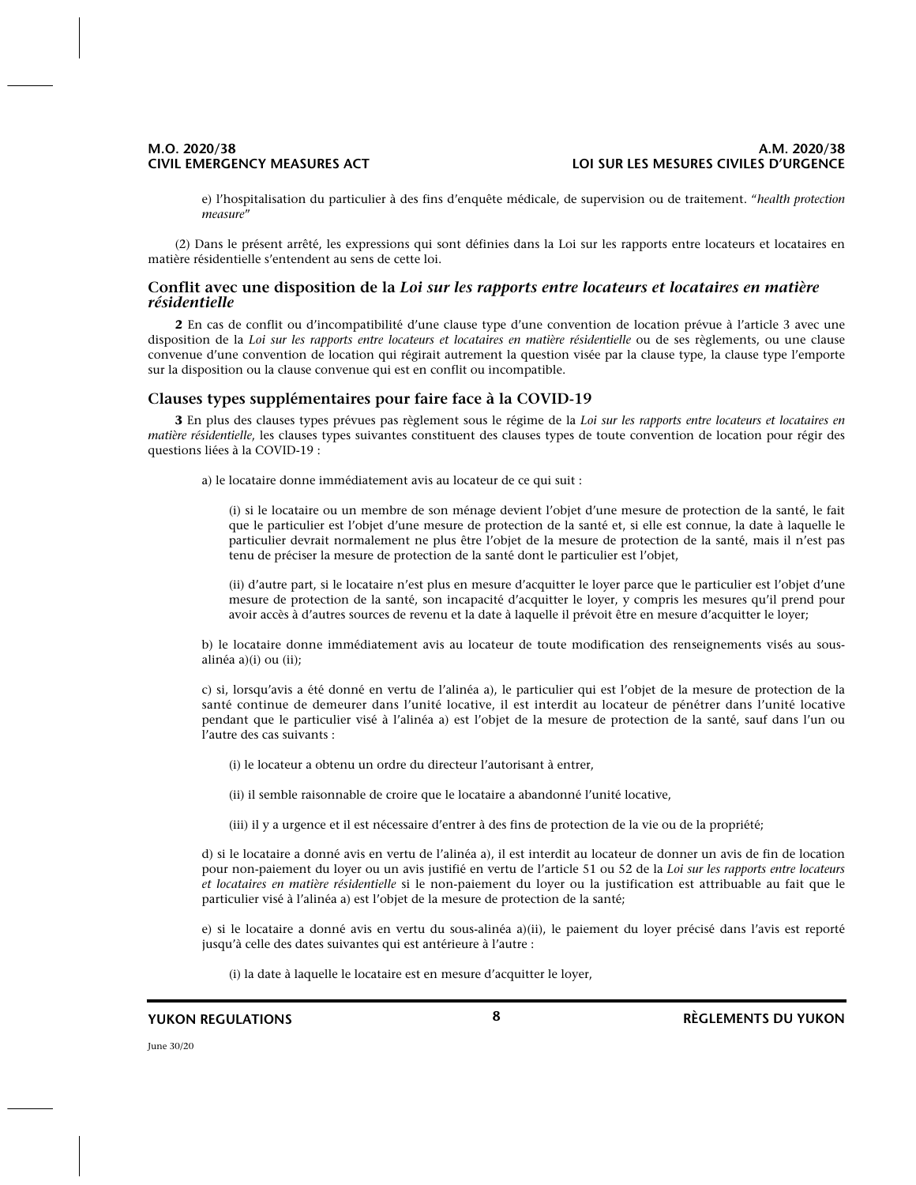e) l'hospitalisation du particulier à des fins d'enquête médicale, de supervision ou de traitement. "*health protection measure*"

(2) Dans le présent arrêté, les expressions qui sont définies dans la Loi sur les rapports entre locateurs et locataires en matière résidentielle s'entendent au sens de cette loi.

### Conflit avec une disposition de la *Loi sur les rapports entre locateurs et locataires en matière résidentielle*

**2** En cas de conflit ou d'incompatibilité d'une clause type d'une convention de location prévue à l'article 3 avec une disposition de la *Loi sur les rapports entre locateurs et locataires en matière résidentielle* ou de ses règlements, ou une clause convenue d'une convention de location qui régirait autrement la question visée par la clause type, la clause type l'emporte sur la disposition ou la clause convenue qui est en conflit ou incompatible.

### Clauses types supplémentaires pour faire face à la COVID-19

**3** En plus des clauses types prévues pas règlement sous le régime de la *Loi sur les rapports entre locateurs et locataires en matière résidentielle*, les clauses types suivantes constituent des clauses types de toute convention de location pour régir des questions liées à la COVID-19 :

a) le locataire donne immédiatement avis au locateur de ce qui suit :

(i) si le locataire ou un membre de son ménage devient l'objet d'une mesure de protection de la santé, le fait que le particulier est l'objet d'une mesure de protection de la santé et, si elle est connue, la date à laquelle le particulier devrait normalement ne plus être l'objet de la mesure de protection de la santé, mais il n'est pas tenu de préciser la mesure de protection de la santé dont le particulier est l'objet,

(ii) d'autre part, si le locataire n'est plus en mesure d'acquitter le loyer parce que le particulier est l'objet d'une mesure de protection de la santé, son incapacité d'acquitter le loyer, y compris les mesures qu'il prend pour avoir accès à d'autres sources de revenu et la date à laquelle il prévoit être en mesure d'acquitter le loyer;

b) le locataire donne immédiatement avis au locateur de toute modification des renseignements visés au sous-alinéa a)(i) ou (ii);

c) si, lorsqu'avis a été donné en vertu de l'alinéa a), le particulier qui est l'objet de la mesure de protection de la santé continue de demeurer dans l'unité locative, il est interdit au locateur de pénétrer dans l'unité locative pendant que le particulier visé à l'alinéa a) est l'objet de la mesure de protection de la santé, sauf dans l'un ou l'autre des cas suivants :

(i) le locateur a obtenu un ordre du directeur l'autorisant à entrer,

(ii) il semble raisonnable de croire que le locataire a abandonné l'unité locative,

(iii) il y a urgence et il est nécessaire d'entrer à des fins de protection de la vie ou de la propriété;

d) si le locataire a donné avis en vertu de l'alinéa a), il est interdit au locateur de donner un avis de fin de location pour non-paiement du loyer ou un avis justifié en vertu de l'article 51 ou 52 de la *Loi sur les rapports entre locateurs et locataires en matière résidentielle* si le non-paiement du loyer ou la justification est attribuable au fait que le particulier visé à l'alinéa a) est l'objet de la mesure de protection de la santé;

e) si le locataire a donné avis en vertu du sous-alinéa a)(ii), le paiement du loyer précisé dans l'avis est reporté jusqu'à celle des dates suivantes qui est antérieure à l'autre :

(i) la date à laquelle le locataire est en mesure d'acquitter le loyer,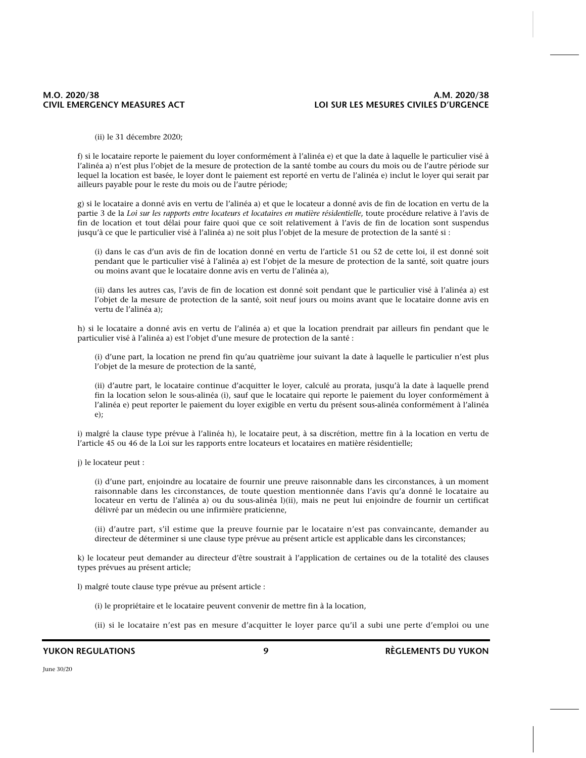(ii) le 31 décembre 2020;

f) si le locataire reporte le paiement du loyer conformément à l'alinéa e) et que la date à laquelle le particulier visé à l'alinéa a) n'est plus l'objet de la mesure de protection de la santé tombe au cours du mois ou de l'autre période sur lequel la location est basée, le loyer dont le paiement est reporté en vertu de l'alinéa e) inclut le loyer qui serait par ailleurs payable pour le reste du mois ou de l'autre période;

g) si le locataire a donné avis en vertu de l'alinéa a) et que le locateur a donné avis de fin de location en vertu de la partie 3 de la *Loi sur les rapports entre locateurs et locataires en matière résidentielle*, toute procédure relative à l'avis de fin de location et tout délai pour faire quoi que ce soit relativement à l'avis de fin de location sont suspendus jusqu'à ce que le particulier visé à l'alinéa a) ne soit plus l'objet de la mesure de protection de la santé si :

(i) dans le cas d'un avis de fin de location donné en vertu de l'article 51 ou 52 de cette loi, il est donné soit pendant que le particulier visé à l'alinéa a) est l'objet de la mesure de protection de la santé, soit quatre jours ou moins avant que le locataire donne avis en vertu de l'alinéa a),

(ii) dans les autres cas, l'avis de fin de location est donné soit pendant que le particulier visé à l'alinéa a) est l'objet de la mesure de protection de la santé, soit neuf jours ou moins avant que le locataire donne avis en vertu de l'alinéa a);

h) si le locataire a donné avis en vertu de l'alinéa a) et que la location prendrait par ailleurs fin pendant que le particulier visé à l'alinéa a) est l'objet d'une mesure de protection de la santé :

(i) d'une part, la location ne prend fin qu'au quatrième jour suivant la date à laquelle le particulier n'est plus l'objet de la mesure de protection de la santé,

(ii) d'autre part, le locataire continue d'acquitter le loyer, calculé au prorata, jusqu'à la date à laquelle prend fin la location selon le sous-alinéa (i), sauf que le locataire qui reporte le paiement du loyer conformément à l'alinéa e) peut reporter le paiement du loyer exigible en vertu du présent sous-alinéa conformément à l'alinéa e);

i) malgré la clause type prévue à l'alinéa h), le locataire peut, à sa discrétion, mettre fin à la location en vertu de l'article 45 ou 46 de la Loi sur les rapports entre locateurs et locataires en matière résidentielle;

j) le locateur peut :

(i) d'une part, enjoindre au locataire de fournir une preuve raisonnable dans les circonstances, à un moment raisonnable dans les circonstances, de toute question mentionnée dans l'avis qu'a donné le locataire au locateur en vertu de l'alinéa a) ou du sous-alinéa l)(ii), mais ne peut lui enjoindre de fournir un certificat délivré par un médecin ou une infirmière praticienne,

(ii) d'autre part, s'il estime que la preuve fournie par le locataire n'est pas convaincante, demander au directeur de déterminer si une clause type prévue au présent article est applicable dans les circonstances;

k) le locateur peut demander au directeur d'être soustrait à l'application de certaines ou de la totalité des clauses types prévues au présent article;

l) malgré toute clause type prévue au présent article :

(i) le propriétaire et le locataire peuvent convenir de mettre fin à la location,

(ii) si le locataire n'est pas en mesure d'acquitter le loyer parce qu'il a subi une perte d'emploi ou une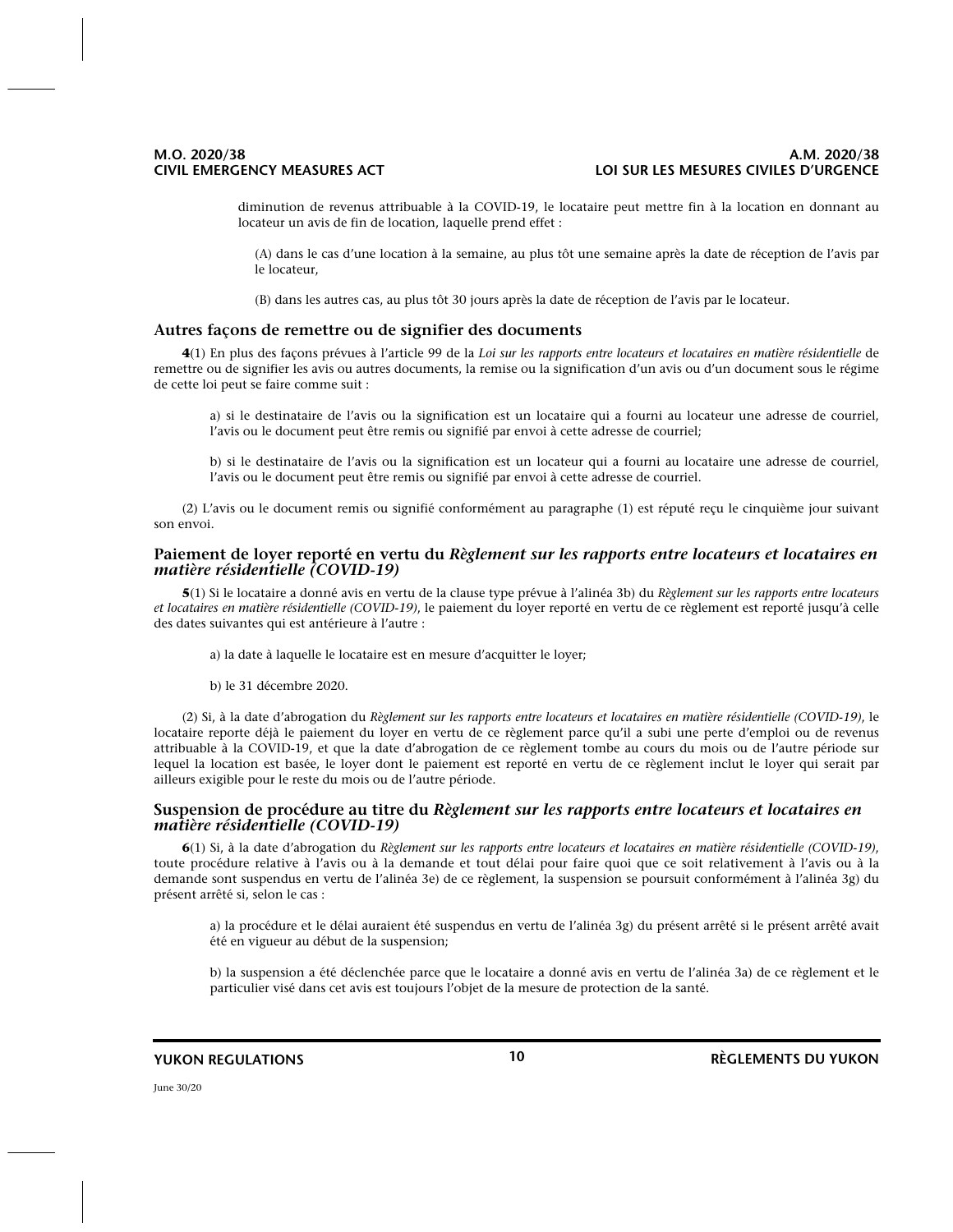diminution de revenus attribuable à la COVID-19, le locataire peut mettre fin à la location en donnant au locateur un avis de fin de location, laquelle prend effet :

(A) dans le cas d'une location à la semaine, au plus tôt une semaine après la date de réception de l'avis par le locateur,

(B) dans les autres cas, au plus tôt 30 jours après la date de réception de l'avis par le locateur.

### Autres façons de remettre ou de signifier des documents

**4**(1) En plus des façons prévues à l'article 99 de la *Loi sur les rapports entre locateurs et locataires en matière résidentielle* de remettre ou de signifier les avis ou autres documents, la remise ou la signification d'un avis ou d'un document sous le régime de cette loi peut se faire comme suit :

a) si le destinataire de l'avis ou la signification est un locataire qui a fourni au locateur une adresse de courriel, l'avis ou le document peut être remis ou signifié par envoi à cette adresse de courriel;

b) si le destinataire de l'avis ou la signification est un locateur qui a fourni au locataire une adresse de courriel, l'avis ou le document peut être remis ou signifié par envoi à cette adresse de courriel.

(2) L'avis ou le document remis ou signifié conformément au paragraphe (1) est réputé reçu le cinquième jour suivant son envoi.

### Paiement de loyer reporté en vertu du *Règlement sur les rapports entre locateurs et locataires en matière résidentielle (COVID-19)*

**5**(1) Si le locataire a donné avis en vertu de la clause type prévue à l'alinéa 3b) du *Règlement sur les rapports entre locateurs et locataires en matière résidentielle (COVID-19)*, le paiement du loyer reporté en vertu de ce règlement est reporté jusqu'à celle des dates suivantes qui est antérieure à l'autre :

a) la date à laquelle le locataire est en mesure d'acquitter le loyer;

b) le 31 décembre 2020.

(2) Si, à la date d'abrogation du *Règlement sur les rapports entre locateurs et locataires en matière résidentielle (COVID-19)*, le locataire reporte déjà le paiement du loyer en vertu de ce règlement parce qu'il a subi une perte d'emploi ou de revenus attribuable à la COVID-19, et que la date d'abrogation de ce règlement tombe au cours du mois ou de l'autre période sur lequel la location est basée, le loyer dont le paiement est reporté en vertu de ce règlement inclut le loyer qui serait par ailleurs exigible pour le reste du mois ou de l'autre période.

### Suspension de procédure au titre du *Règlement sur les rapports entre locateurs et locataires en matière résidentielle (COVID-19)*

**6**(1) Si, à la date d'abrogation du *Règlement sur les rapports entre locateurs et locataires en matière résidentielle (COVID-19)*, toute procédure relative à l'avis ou à la demande et tout délai pour faire quoi que ce soit relativement à l'avis ou à la demande sont suspendus en vertu de l'alinéa 3e) de ce règlement, la suspension se poursuit conformément à l'alinéa 3g) du présent arrêté si, selon le cas :

a) la procédure et le délai auraient été suspendus en vertu de l'alinéa 3g) du présent arrêté si le présent arrêté avait été en vigueur au début de la suspension;

b) la suspension a été déclenchée parce que le locataire a donné avis en vertu de l'alinéa 3a) de ce règlement et le particulier visé dans cet avis est toujours l'objet de la mesure de protection de la santé.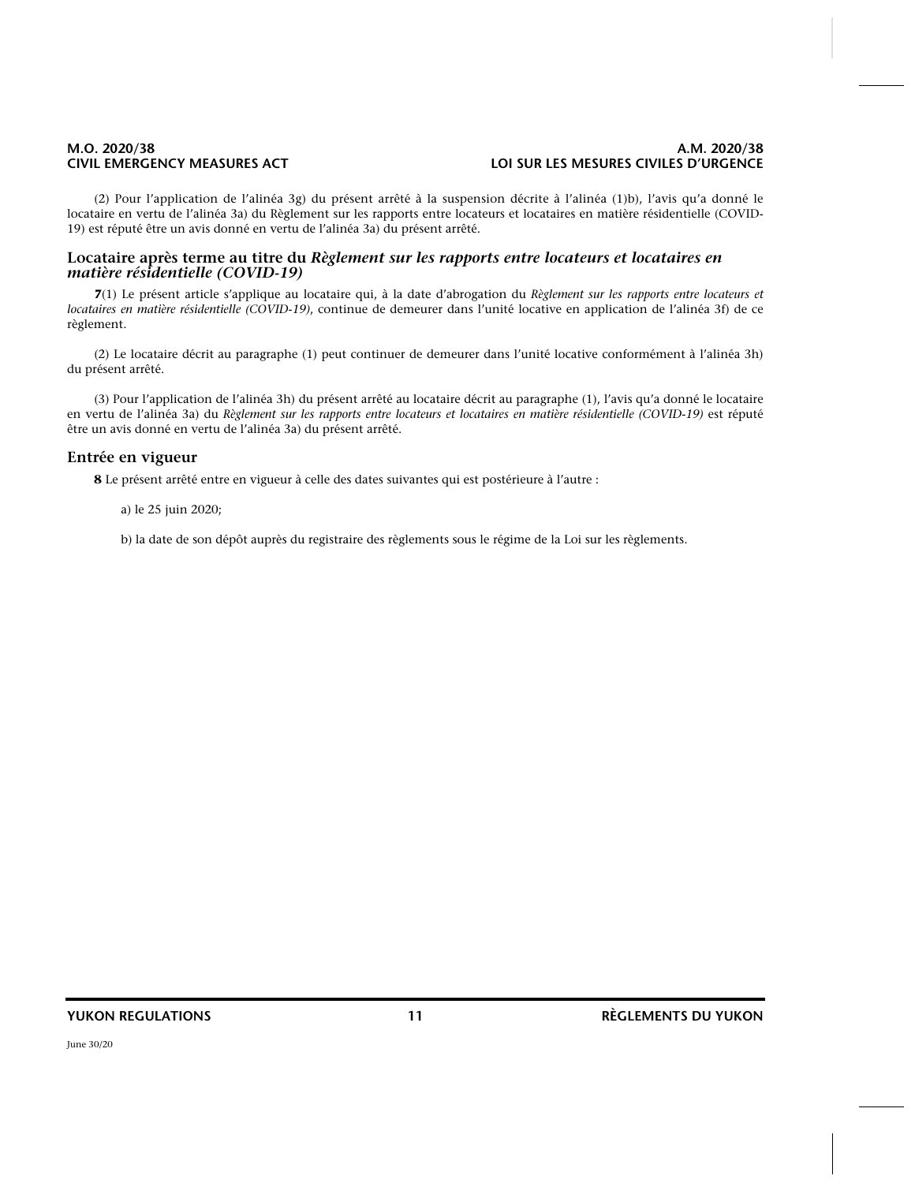(2) Pour l'application de l'alinéa 3g) du présent arrêté à la suspension décrite à l'alinéa (1)b), l'avis qu'a donné le locataire en vertu de l'alinéa 3a) du Règlement sur les rapports entre locateurs et locataires en matière résidentielle (COVID-19) est réputé être un avis donné en vertu de l'alinéa 3a) du présent arrêté.

### Locataire après terme au titre du *Règlement sur les rapports entre locateurs et locataires en matière résidentielle (COVID-19)*

**7**(1) Le présent article s'applique au locataire qui, à la date d'abrogation du *Règlement sur les rapports entre locateurs et locataires en matière résidentielle (COVID-19)*, continue de demeurer dans l'unité locative en application de l'alinéa 3f) de ce règlement.

(2) Le locataire décrit au paragraphe (1) peut continuer de demeurer dans l'unité locative conformément à l'alinéa 3h) du présent arrêté.

(3) Pour l'application de l'alinéa 3h) du présent arrêté au locataire décrit au paragraphe (1), l'avis qu'a donné le locataire en vertu de l'alinéa 3a) du *Règlement sur les rapports entre locateurs et locataires en matière résidentielle (COVID-19)* est réputé être un avis donné en vertu de l'alinéa 3a) du présent arrêté.

### Entrée en vigueur

**8** Le présent arrêté entre en vigueur à celle des dates suivantes qui est postérieure à l'autre :

a) le 25 juin 2020;

b) la date de son dépôt auprès du registraire des règlements sous le régime de la Loi sur les règlements.